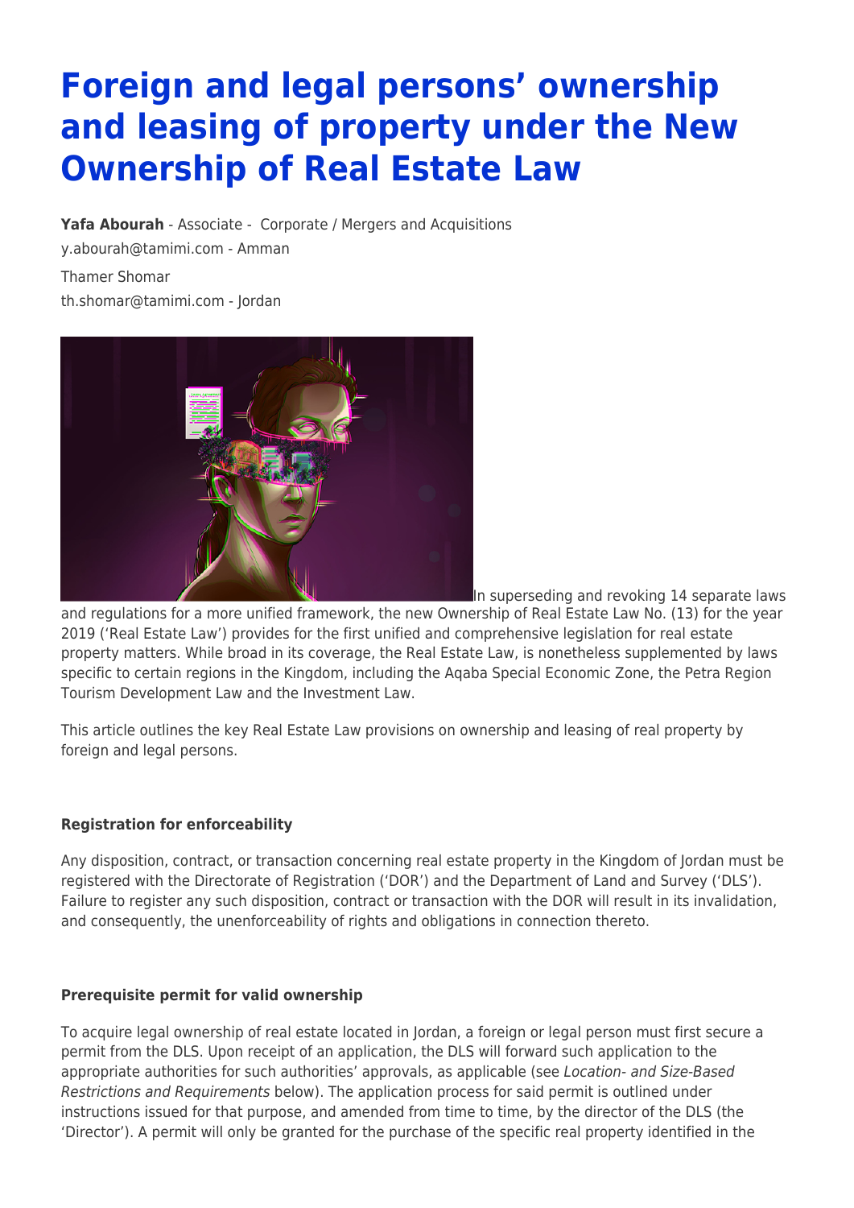# Foreign and legal persons' ownership and leasing of property under the New Ownership of Real Estate Law

**Yafa Abourah** - Associate - Corporate / Mergers and Acquisitions

y.abourah@tamimi.com - Amman

Thamer Shomar

th.shomar@tamimi.com - Jordan

In superseding and revoking 14 separate laws and regulations for a more unified framework, the new Ownership of Real Estate Law No. (13) for the year 2019 ('Real Estate Law') provides for the first unified and comprehensive legislation for real estate property matters. While broad in its coverage, the Real Estate Law, is nonetheless supplemented by laws specific to certain regions in the Kingdom, including the Aqaba Special Economic Zone, the Petra Region Tourism Development Law and the Investment Law.

This article outlines the key Real Estate Law provisions on ownership and leasing of real property by foreign and legal persons.

**Registration for enforceability**

Any disposition, contract, or transaction concerning real estate property in the Kingdom of Jordan must be registered with the Directorate of Registration ('DOR') and the Department of Land and Survey ('DLS'). Failure to register any such disposition, contract or transaction with the DOR will result in its invalidation, and consequently, the unenforceability of rights and obligations in connection thereto.

**Prerequisite permit for valid ownership**

To acquire legal ownership of real estate located in Jordan, a foreign or legal person must first secure a permit from the DLS. Upon receipt of an application, the DLS will forward such application to the appropriate authorities for such authorities' approvals, as applicable (see *Location- and Size-Based Restrictions and Requirements* below). The application process for said permit is outlined under instructions issued for that purpose, and amended from time to time, by the director of the DLS (the 'Director'). A permit will only be granted for the purchase of the specific real property identified in the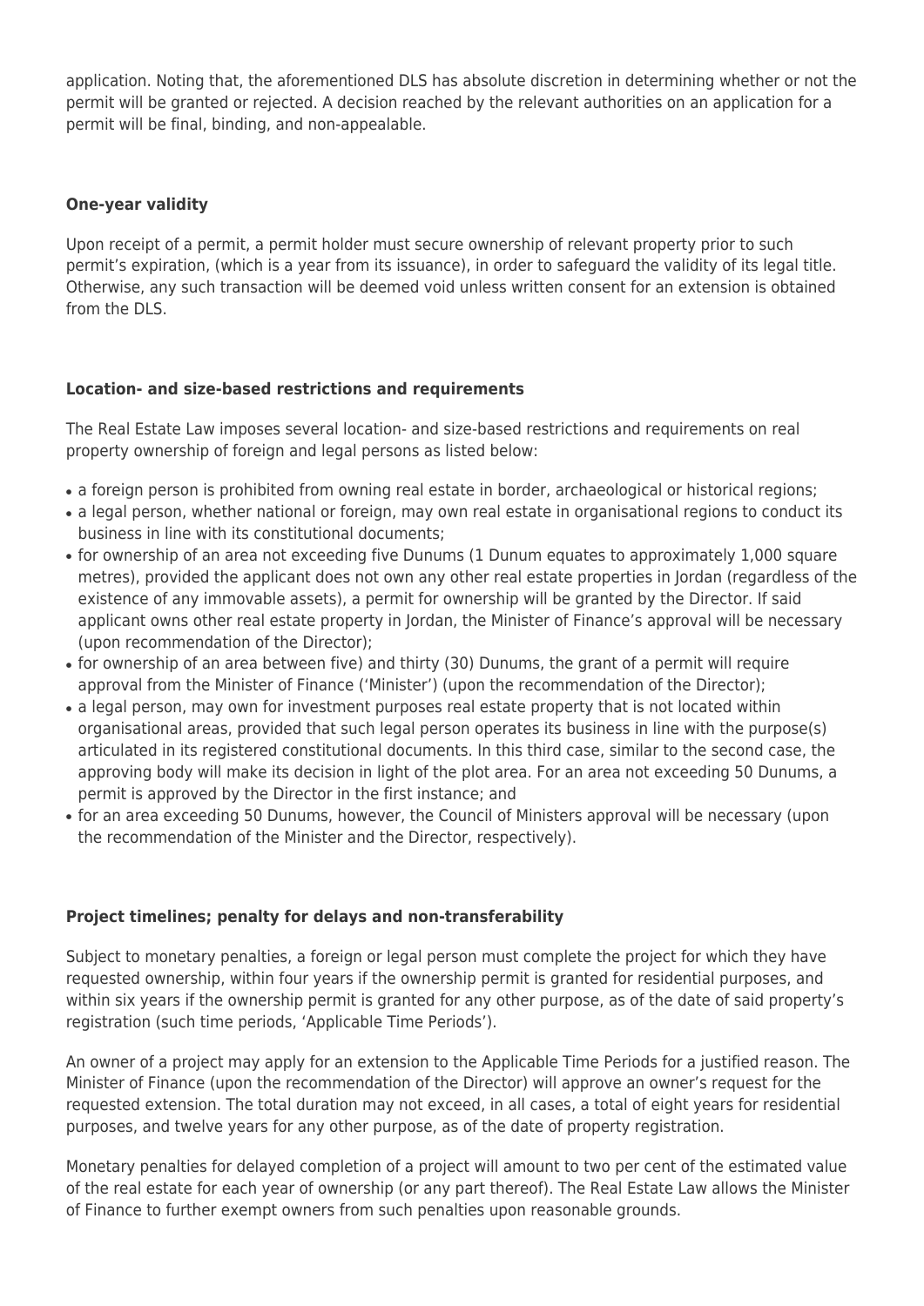application. Noting that, the aforementioned DLS has absolute discretion in determining whether or not the permit will be granted or rejected. A decision reached by the relevant authorities on an application for a permit will be final, binding, and non-appealable.

**One-year validity**

Upon receipt of a permit, a permit holder must secure ownership of relevant property prior to such permit's expiration, (which is a year from its issuance), in order to safeguard the validity of its legal title. Otherwise, any such transaction will be deemed void unless written consent for an extension is obtained from the DLS.

**Location- and size-based restrictions and requirements**

The Real Estate Law imposes several location- and size-based restrictions and requirements on real property ownership of foreign and legal persons as listed below:

- a foreign person is prohibited from owning real estate in border, archaeological or historical regions;
- a legal person, whether national or foreign, may own real estate in organisational regions to conduct its business in line with its constitutional documents;
- for ownership of an area not exceeding five Dunums (1 Dunum equates to approximately 1,000 square metres), provided the applicant does not own any other real estate properties in Jordan (regardless of the existence of any immovable assets), a permit for ownership will be granted by the Director. If said applicant owns other real estate property in Jordan, the Minister of Finance's approval will be necessary (upon recommendation of the Director);
- for ownership of an area between five) and thirty (30) Dunums, the grant of a permit will require approval from the Minister of Finance ('Minister') (upon the recommendation of the Director);
- a legal person, may own for investment purposes real estate property that is not located within organisational areas, provided that such legal person operates its business in line with the purpose(s) articulated in its registered constitutional documents. In this third case, similar to the second case, the approving body will make its decision in light of the plot area. For an area not exceeding 50 Dunums, a permit is approved by the Director in the first instance; and
- for an area exceeding 50 Dunums, however, the Council of Ministers approval will be necessary (upon the recommendation of the Minister and the Director, respectively).

**Project timelines; penalty for delays and non-transferability**

Subject to monetary penalties, a foreign or legal person must complete the project for which they have requested ownership, within four years if the ownership permit is granted for residential purposes, and within six years if the ownership permit is granted for any other purpose, as of the date of said property's registration (such time periods, 'Applicable Time Periods').

An owner of a project may apply for an extension to the Applicable Time Periods for a justified reason. The Minister of Finance (upon the recommendation of the Director) will approve an owner's request for the requested extension. The total duration may not exceed, in all cases, a total of eight years for residential purposes, and twelve years for any other purpose, as of the date of property registration.

Monetary penalties for delayed completion of a project will amount to two per cent of the estimated value of the real estate for each year of ownership (or any part thereof). The Real Estate Law allows the Minister of Finance to further exempt owners from such penalties upon reasonable grounds.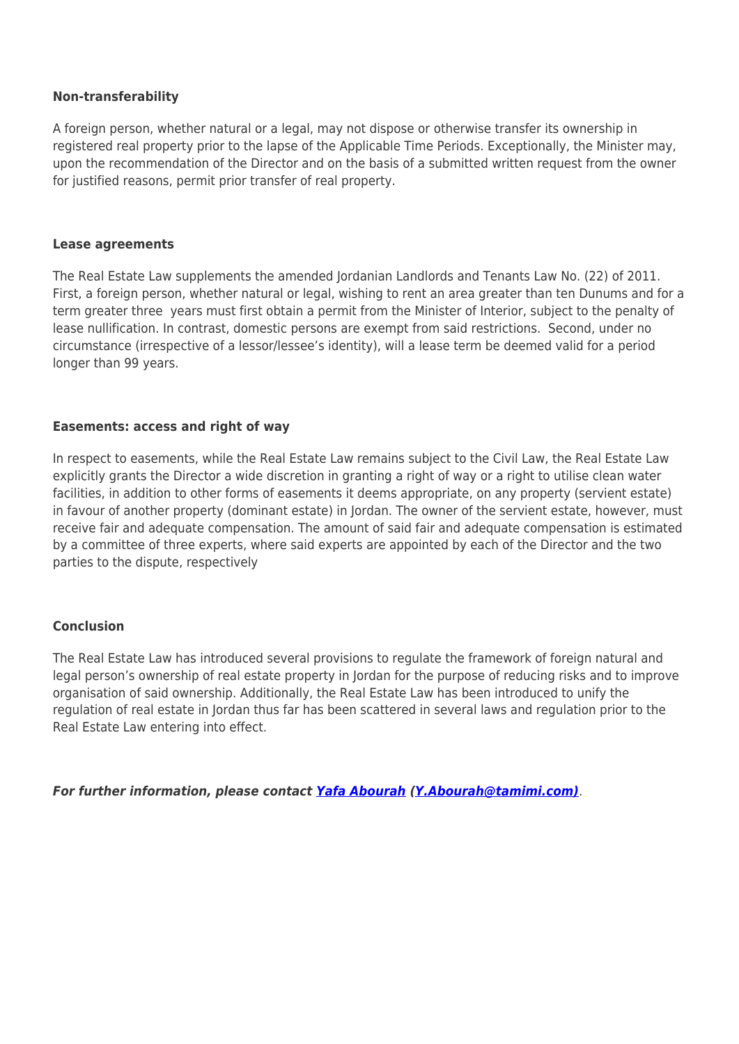**Non-transferability**

A foreign person, whether natural or a legal, may not dispose or otherwise transfer its ownership in registered real property prior to the lapse of the Applicable Time Periods. Exceptionally, the Minister may, upon the recommendation of the Director and on the basis of a submitted written request from the owner for justified reasons, permit prior transfer of real property.

**Lease agreements**

The Real Estate Law supplements the amended Jordanian Landlords and Tenants Law No. (22) of 2011. First, a foreign person, whether natural or legal, wishing to rent an area greater than ten Dunums and for a term greater three  years must first obtain a permit from the Minister of Interior, subject to the penalty of lease nullification. In contrast, domestic persons are exempt from said restrictions.  Second, under no circumstance (irrespective of a lessor/lessee's identity), will a lease term be deemed valid for a period longer than 99 years.

**Easements: access and right of way**

In respect to easements, while the Real Estate Law remains subject to the Civil Law, the Real Estate Law explicitly grants the Director a wide discretion in granting a right of way or a right to utilise clean water facilities, in addition to other forms of easements it deems appropriate, on any property (servient estate) in favour of another property (dominant estate) in Jordan. The owner of the servient estate, however, must receive fair and adequate compensation. The amount of said fair and adequate compensation is estimated by a committee of three experts, where said experts are appointed by each of the Director and the two parties to the dispute, respectively

**Conclusion**

The Real Estate Law has introduced several provisions to regulate the framework of foreign natural and legal person's ownership of real estate property in Jordan for the purpose of reducing risks and to improve organisation of said ownership. Additionally, the Real Estate Law has been introduced to unify the regulation of real estate in Jordan thus far has been scattered in several laws and regulation prior to the Real Estate Law entering into effect.

***For further information, please contact [Yafa Abourah](#) ([Y.Abourah@tamimi.com)](mailto:Y.Abourah@tamimi.com)***.